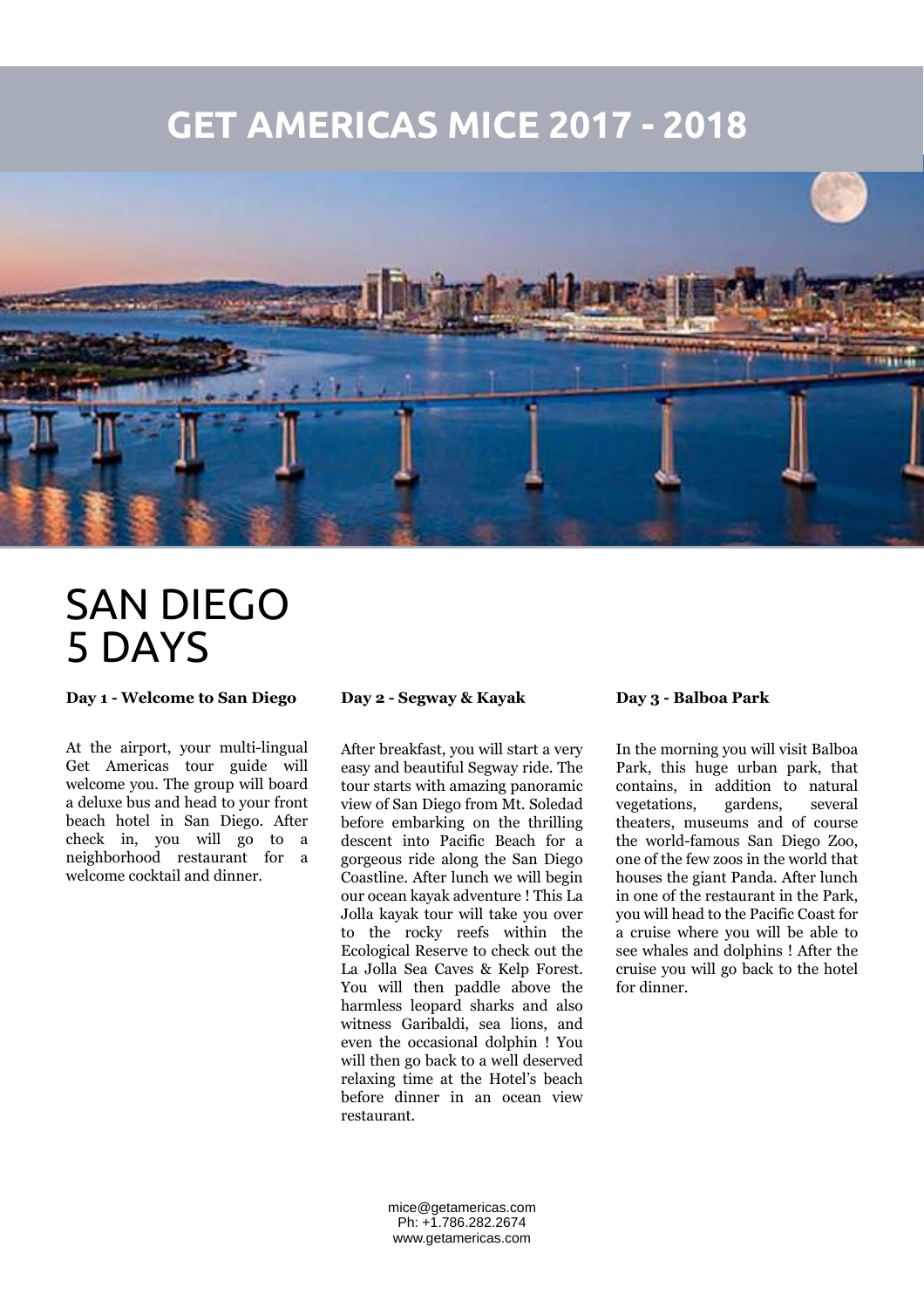# GET AMERICAS MICE 2017 - 2018

# SAN DIEGO
# 5 DAYS

**Day 1 - Welcome to San Diego**

At the airport, your multi-lingual Get Americas tour guide will welcome you. The group will board a deluxe bus and head to your front beach hotel in San Diego. After check in, you will go to a neighborhood restaurant for a welcome cocktail and dinner.

**Day 2 - Segway & Kayak**

After breakfast, you will start a very easy and beautiful Segway ride. The tour starts with amazing panoramic view of San Diego from Mt. Soledad before embarking on the thrilling descent into Pacific Beach for a gorgeous ride along the San Diego Coastline. After lunch we will begin our ocean kayak adventure ! This La Jolla kayak tour will take you over to the rocky reefs within the Ecological Reserve to check out the La Jolla Sea Caves & Kelp Forest. You will then paddle above the harmless leopard sharks and also witness Garibaldi, sea lions, and even the occasional dolphin ! You will then go back to a well deserved relaxing time at the Hotel's beach before dinner in an ocean view restaurant.

**Day 3 - Balboa Park**

In the morning you will visit Balboa Park, this huge urban park, that contains, in addition to natural vegetations, gardens, several theaters, museums and of course the world-famous San Diego Zoo, one of the few zoos in the world that houses the giant Panda. After lunch in one of the restaurant in the Park, you will head to the Pacific Coast for a cruise where you will be able to see whales and dolphins ! After the cruise you will go back to the hotel for dinner.

mice@getamericas.com
Ph: +1.786.282.2674
www.getamericas.com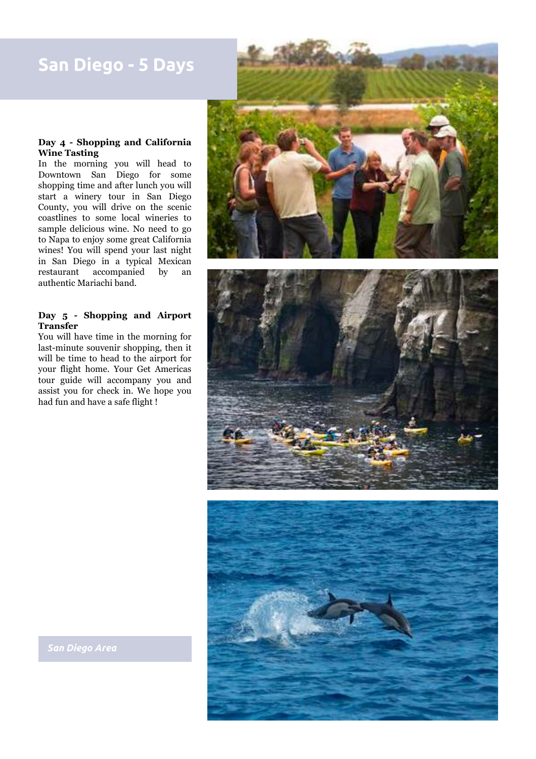# San Diego - 5 Days

**Day 4 - Shopping and California Wine Tasting**

In the morning you will head to Downtown San Diego for some shopping time and after lunch you will start a winery tour in San Diego County, you will drive on the scenic coastlines to some local wineries to sample delicious wine. No need to go to Napa to enjoy some great California wines! You will spend your last night in San Diego in a typical Mexican restaurant accompanied by an authentic Mariachi band.

**Day 5 - Shopping and Airport Transfer**

You will have time in the morning for last-minute souvenir shopping, then it will be time to head to the airport for your flight home. Your Get Americas tour guide will accompany you and assist you for check in. We hope you had fun and have a safe flight !

*San Diego Area*